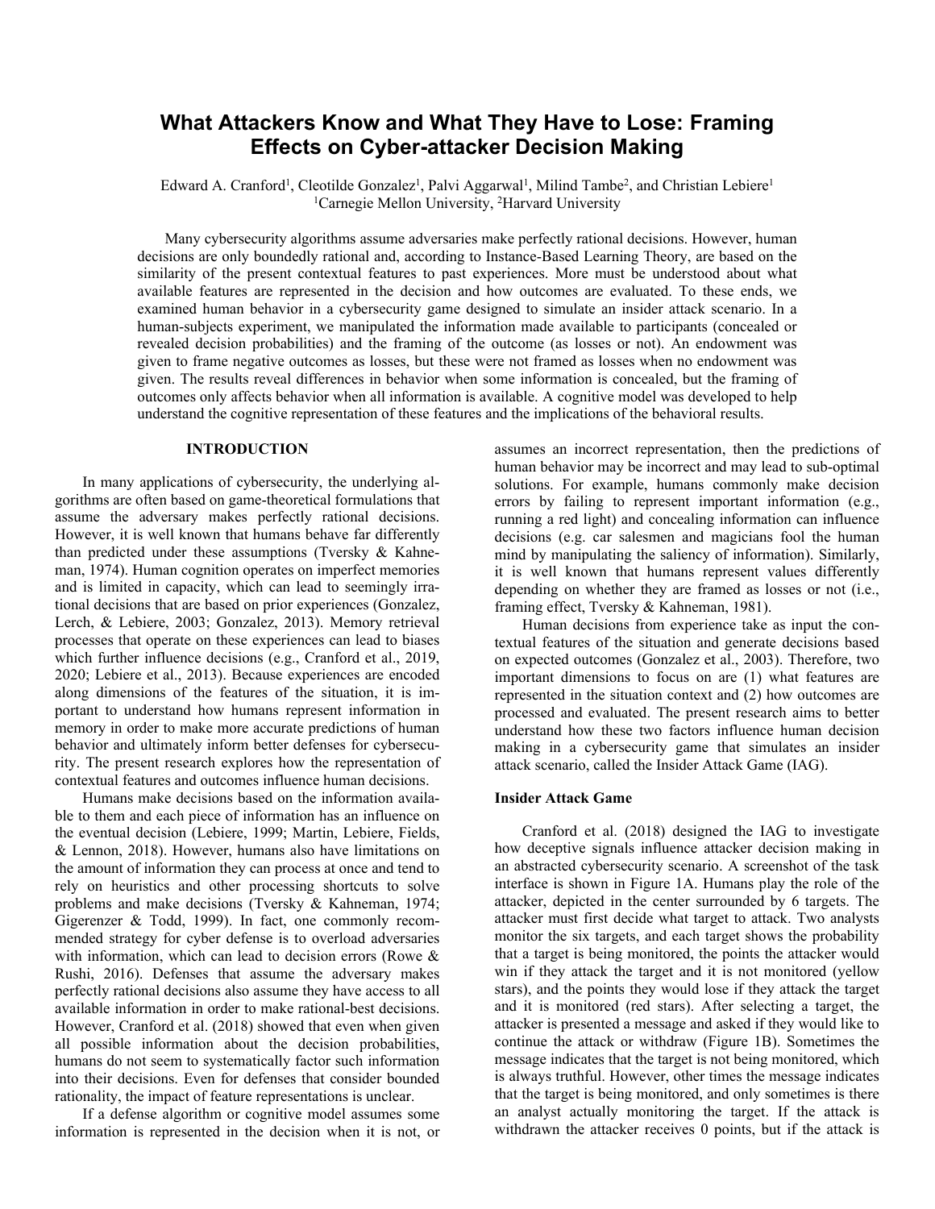# What Attackers Know and What They Have to Lose: Framing Effects on Cyber-attacker Decision Making

Edward A. Cranford[1], Cleotilde Gonzalez[1], Palvi Aggarwal[1], Milind Tambe[2], and Christian Lebiere[1]
[1]Carnegie Mellon University, [2]Harvard University

Many cybersecurity algorithms assume adversaries make perfectly rational decisions. However, human decisions are only boundedly rational and, according to Instance-Based Learning Theory, are based on the similarity of the present contextual features to past experiences. More must be understood about what available features are represented in the decision and how outcomes are evaluated. To these ends, we examined human behavior in a cybersecurity game designed to simulate an insider attack scenario. In a human-subjects experiment, we manipulated the information made available to participants (concealed or revealed decision probabilities) and the framing of the outcome (as losses or not). An endowment was given to frame negative outcomes as losses, but these were not framed as losses when no endowment was given. The results reveal differences in behavior when some information is concealed, but the framing of outcomes only affects behavior when all information is available. A cognitive model was developed to help understand the cognitive representation of these features and the implications of the behavioral results.

## INTRODUCTION

In many applications of cybersecurity, the underlying algorithms are often based on game-theoretical formulations that assume the adversary makes perfectly rational decisions. However, it is well known that humans behave far differently than predicted under these assumptions (Tversky & Kahneman, 1974). Human cognition operates on imperfect memories and is limited in capacity, which can lead to seemingly irrational decisions that are based on prior experiences (Gonzalez, Lerch, & Lebiere, 2003; Gonzalez, 2013). Memory retrieval processes that operate on these experiences can lead to biases which further influence decisions (e.g., Cranford et al., 2019, 2020; Lebiere et al., 2013). Because experiences are encoded along dimensions of the features of the situation, it is important to understand how humans represent information in memory in order to make more accurate predictions of human behavior and ultimately inform better defenses for cybersecurity. The present research explores how the representation of contextual features and outcomes influence human decisions.

Humans make decisions based on the information available to them and each piece of information has an influence on the eventual decision (Lebiere, 1999; Martin, Lebiere, Fields, & Lennon, 2018). However, humans also have limitations on the amount of information they can process at once and tend to rely on heuristics and other processing shortcuts to solve problems and make decisions (Tversky & Kahneman, 1974; Gigerenzer & Todd, 1999). In fact, one commonly recommended strategy for cyber defense is to overload adversaries with information, which can lead to decision errors (Rowe & Rushi, 2016). Defenses that assume the adversary makes perfectly rational decisions also assume they have access to all available information in order to make rational-best decisions. However, Cranford et al. (2018) showed that even when given all possible information about the decision probabilities, humans do not seem to systematically factor such information into their decisions. Even for defenses that consider bounded rationality, the impact of feature representations is unclear.

If a defense algorithm or cognitive model assumes some information is represented in the decision when it is not, or assumes an incorrect representation, then the predictions of human behavior may be incorrect and may lead to sub-optimal solutions. For example, humans commonly make decision errors by failing to represent important information (e.g., running a red light) and concealing information can influence decisions (e.g. car salesmen and magicians fool the human mind by manipulating the saliency of information). Similarly, it is well known that humans represent values differently depending on whether they are framed as losses or not (i.e., framing effect, Tversky & Kahneman, 1981).

Human decisions from experience take as input the contextual features of the situation and generate decisions based on expected outcomes (Gonzalez et al., 2003). Therefore, two important dimensions to focus on are (1) what features are represented in the situation context and (2) how outcomes are processed and evaluated. The present research aims to better understand how these two factors influence human decision making in a cybersecurity game that simulates an insider attack scenario, called the Insider Attack Game (IAG).

### Insider Attack Game

Cranford et al. (2018) designed the IAG to investigate how deceptive signals influence attacker decision making in an abstracted cybersecurity scenario. A screenshot of the task interface is shown in Figure 1A. Humans play the role of the attacker, depicted in the center surrounded by 6 targets. The attacker must first decide what target to attack. Two analysts monitor the six targets, and each target shows the probability that a target is being monitored, the points the attacker would win if they attack the target and it is not monitored (yellow stars), and the points they would lose if they attack the target and it is monitored (red stars). After selecting a target, the attacker is presented a message and asked if they would like to continue the attack or withdraw (Figure 1B). Sometimes the message indicates that the target is not being monitored, which is always truthful. However, other times the message indicates that the target is being monitored, and only sometimes is there an analyst actually monitoring the target. If the attack is withdrawn the attacker receives 0 points, but if the attack is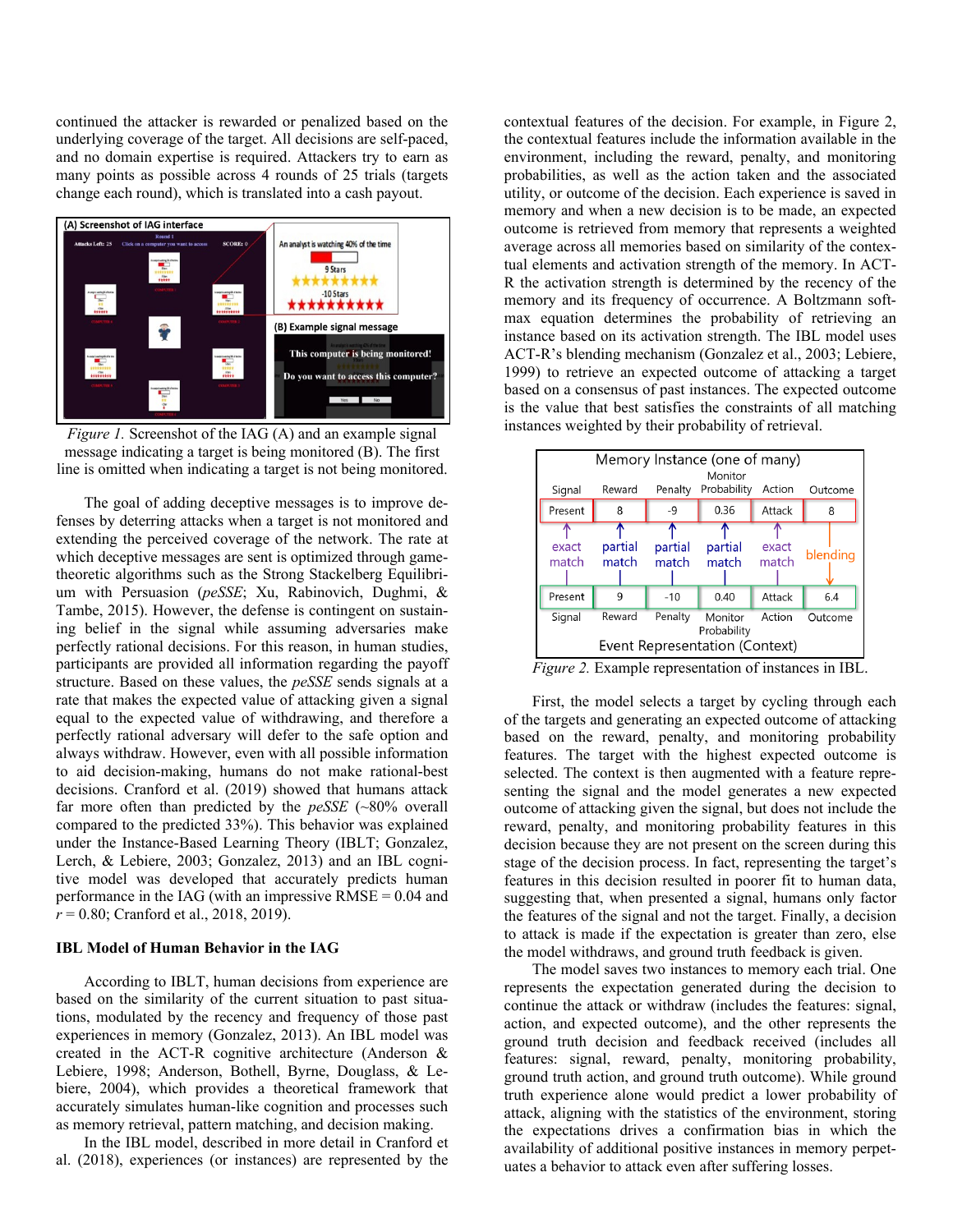continued the attacker is rewarded or penalized based on the underlying coverage of the target. All decisions are self-paced, and no domain expertise is required. Attackers try to earn as many points as possible across 4 rounds of 25 trials (targets change each round), which is translated into a cash payout.

*Figure 1.* Screenshot of the IAG (A) and an example signal message indicating a target is being monitored (B). The first line is omitted when indicating a target is not being monitored.

The goal of adding deceptive messages is to improve defenses by deterring attacks when a target is not monitored and extending the perceived coverage of the network. The rate at which deceptive messages are sent is optimized through game-theoretic algorithms such as the Strong Stackelberg Equilibrium with Persuasion (*peSSE*; Xu, Rabinovich, Dughmi, & Tambe, 2015). However, the defense is contingent on sustaining belief in the signal while assuming adversaries make perfectly rational decisions. For this reason, in human studies, participants are provided all information regarding the payoff structure. Based on these values, the *peSSE* sends signals at a rate that makes the expected value of attacking given a signal equal to the expected value of withdrawing, and therefore a perfectly rational adversary will defer to the safe option and always withdraw. However, even with all possible information to aid decision-making, humans do not make rational-best decisions. Cranford et al. (2019) showed that humans attack far more often than predicted by the *peSSE* (~80% overall compared to the predicted 33%). This behavior was explained under the Instance-Based Learning Theory (IBLT; Gonzalez, Lerch, & Lebiere, 2003; Gonzalez, 2013) and an IBL cognitive model was developed that accurately predicts human performance in the IAG (with an impressive RMSE = 0.04 and *r* = 0.80; Cranford et al., 2018, 2019).

## IBL Model of Human Behavior in the IAG

According to IBLT, human decisions from experience are based on the similarity of the current situation to past situations, modulated by the recency and frequency of those past experiences in memory (Gonzalez, 2013). An IBL model was created in the ACT-R cognitive architecture (Anderson & Lebiere, 1998; Anderson, Bothell, Byrne, Douglass, & Lebiere, 2004), which provides a theoretical framework that accurately simulates human-like cognition and processes such as memory retrieval, pattern matching, and decision making.

In the IBL model, described in more detail in Cranford et al. (2018), experiences (or instances) are represented by the contextual features of the decision. For example, in Figure 2, the contextual features include the information available in the environment, including the reward, penalty, and monitoring probabilities, as well as the action taken and the associated utility, or outcome of the decision. Each experience is saved in memory and when a new decision is to be made, an expected outcome is retrieved from memory that represents a weighted average across all memories based on similarity of the contextual elements and activation strength of the memory. In ACT-R the activation strength is determined by the recency of the memory and its frequency of occurrence. A Boltzmann softmax equation determines the probability of retrieving an instance based on its activation strength. The IBL model uses ACT-R's blending mechanism (Gonzalez et al., 2003; Lebiere, 1999) to retrieve an expected outcome of attacking a target based on a consensus of past instances. The expected outcome is the value that best satisfies the constraints of all matching instances weighted by their probability of retrieval.

| | Signal | Reward | Penalty | Monitor Probability | Action | Outcome |
|---|---|---|---|---|---|---|
| Memory Instance (one of many) | Present | 8 | -9 | 0.36 | Attack | 8 |
| | exact match | partial match | partial match | partial match | exact match | blending |
| Event Representation (Context) | Present | 9 | -10 | 0.40 | Attack | 6.4 |

*Figure 2.* Example representation of instances in IBL.

First, the model selects a target by cycling through each of the targets and generating an expected outcome of attacking based on the reward, penalty, and monitoring probability features. The target with the highest expected outcome is selected. The context is then augmented with a feature representing the signal and the model generates a new expected outcome of attacking given the signal, but does not include the reward, penalty, and monitoring probability features in this decision because they are not present on the screen during this stage of the decision process. In fact, representing the target's features in this decision resulted in poorer fit to human data, suggesting that, when presented a signal, humans only factor the features of the signal and not the target. Finally, a decision to attack is made if the expectation is greater than zero, else the model withdraws, and ground truth feedback is given.

The model saves two instances to memory each trial. One represents the expectation generated during the decision to continue the attack or withdraw (includes the features: signal, action, and expected outcome), and the other represents the ground truth decision and feedback received (includes all features: signal, reward, penalty, monitoring probability, ground truth action, and ground truth outcome). While ground truth experience alone would predict a lower probability of attack, aligning with the statistics of the environment, storing the expectations drives a confirmation bias in which the availability of additional positive instances in memory perpetuates a behavior to attack even after suffering losses.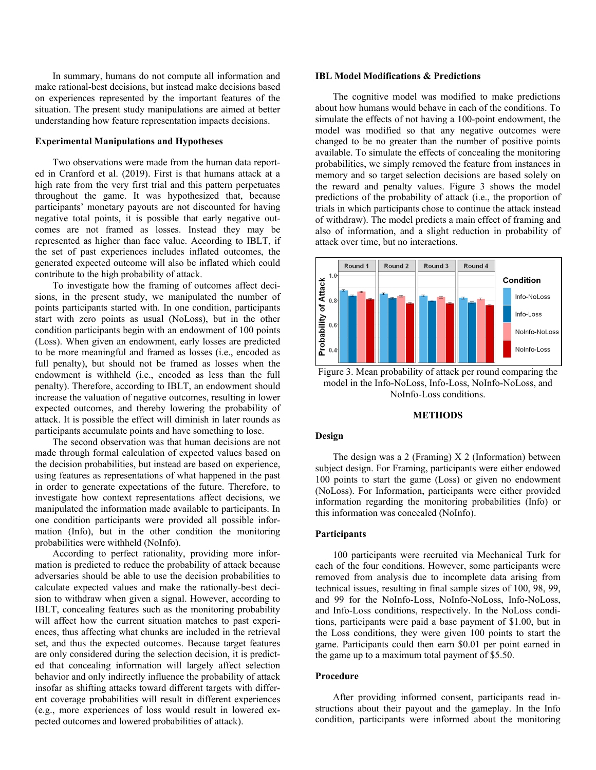In summary, humans do not compute all information and make rational-best decisions, but instead make decisions based on experiences represented by the important features of the situation. The present study manipulations are aimed at better understanding how feature representation impacts decisions.

### Experimental Manipulations and Hypotheses

Two observations were made from the human data reported in Cranford et al. (2019). First is that humans attack at a high rate from the very first trial and this pattern perpetuates throughout the game. It was hypothesized that, because participants' monetary payouts are not discounted for having negative total points, it is possible that early negative outcomes are not framed as losses. Instead they may be represented as higher than face value. According to IBLT, if the set of past experiences includes inflated outcomes, the generated expected outcome will also be inflated which could contribute to the high probability of attack.

To investigate how the framing of outcomes affect decisions, in the present study, we manipulated the number of points participants started with. In one condition, participants start with zero points as usual (NoLoss), but in the other condition participants begin with an endowment of 100 points (Loss). When given an endowment, early losses are predicted to be more meaningful and framed as losses (i.e., encoded as full penalty), but should not be framed as losses when the endowment is withheld (i.e., encoded as less than the full penalty). Therefore, according to IBLT, an endowment should increase the valuation of negative outcomes, resulting in lower expected outcomes, and thereby lowering the probability of attack. It is possible the effect will diminish in later rounds as participants accumulate points and have something to lose.

The second observation was that human decisions are not made through formal calculation of expected values based on the decision probabilities, but instead are based on experience, using features as representations of what happened in the past in order to generate expectations of the future. Therefore, to investigate how context representations affect decisions, we manipulated the information made available to participants. In one condition participants were provided all possible information (Info), but in the other condition the monitoring probabilities were withheld (NoInfo).

According to perfect rationality, providing more information is predicted to reduce the probability of attack because adversaries should be able to use the decision probabilities to calculate expected values and make the rationally-best decision to withdraw when given a signal. However, according to IBLT, concealing features such as the monitoring probability will affect how the current situation matches to past experiences, thus affecting what chunks are included in the retrieval set, and thus the expected outcomes. Because target features are only considered during the selection decision, it is predicted that concealing information will largely affect selection behavior and only indirectly influence the probability of attack insofar as shifting attacks toward different targets with different coverage probabilities will result in different experiences (e.g., more experiences of loss would result in lowered expected outcomes and lowered probabilities of attack).

### IBL Model Modifications & Predictions

The cognitive model was modified to make predictions about how humans would behave in each of the conditions. To simulate the effects of not having a 100-point endowment, the model was modified so that any negative outcomes were changed to be no greater than the number of positive points available. To simulate the effects of concealing the monitoring probabilities, we simply removed the feature from instances in memory and so target selection decisions are based solely on the reward and penalty values. Figure 3 shows the model predictions of the probability of attack (i.e., the proportion of trials in which participants chose to continue the attack instead of withdraw). The model predicts a main effect of framing and also of information, and a slight reduction in probability of attack over time, but no interactions.

Figure 3. Mean probability of attack per round comparing the model in the Info-NoLoss, Info-Loss, NoInfo-NoLoss, and NoInfo-Loss conditions.

## METHODS

### Design

The design was a 2 (Framing) X 2 (Information) between subject design. For Framing, participants were either endowed 100 points to start the game (Loss) or given no endowment (NoLoss). For Information, participants were either provided information regarding the monitoring probabilities (Info) or this information was concealed (NoInfo).

### Participants

100 participants were recruited via Mechanical Turk for each of the four conditions. However, some participants were removed from analysis due to incomplete data arising from technical issues, resulting in final sample sizes of 100, 98, 99, and 99 for the NoInfo-Loss, NoInfo-NoLoss, Info-NoLoss, and Info-Loss conditions, respectively. In the NoLoss conditions, participants were paid a base payment of $1.00, but in the Loss conditions, they were given 100 points to start the game. Participants could then earn $0.01 per point earned in the game up to a maximum total payment of $5.50.

### Procedure

After providing informed consent, participants read instructions about their payout and the gameplay. In the Info condition, participants were informed about the monitoring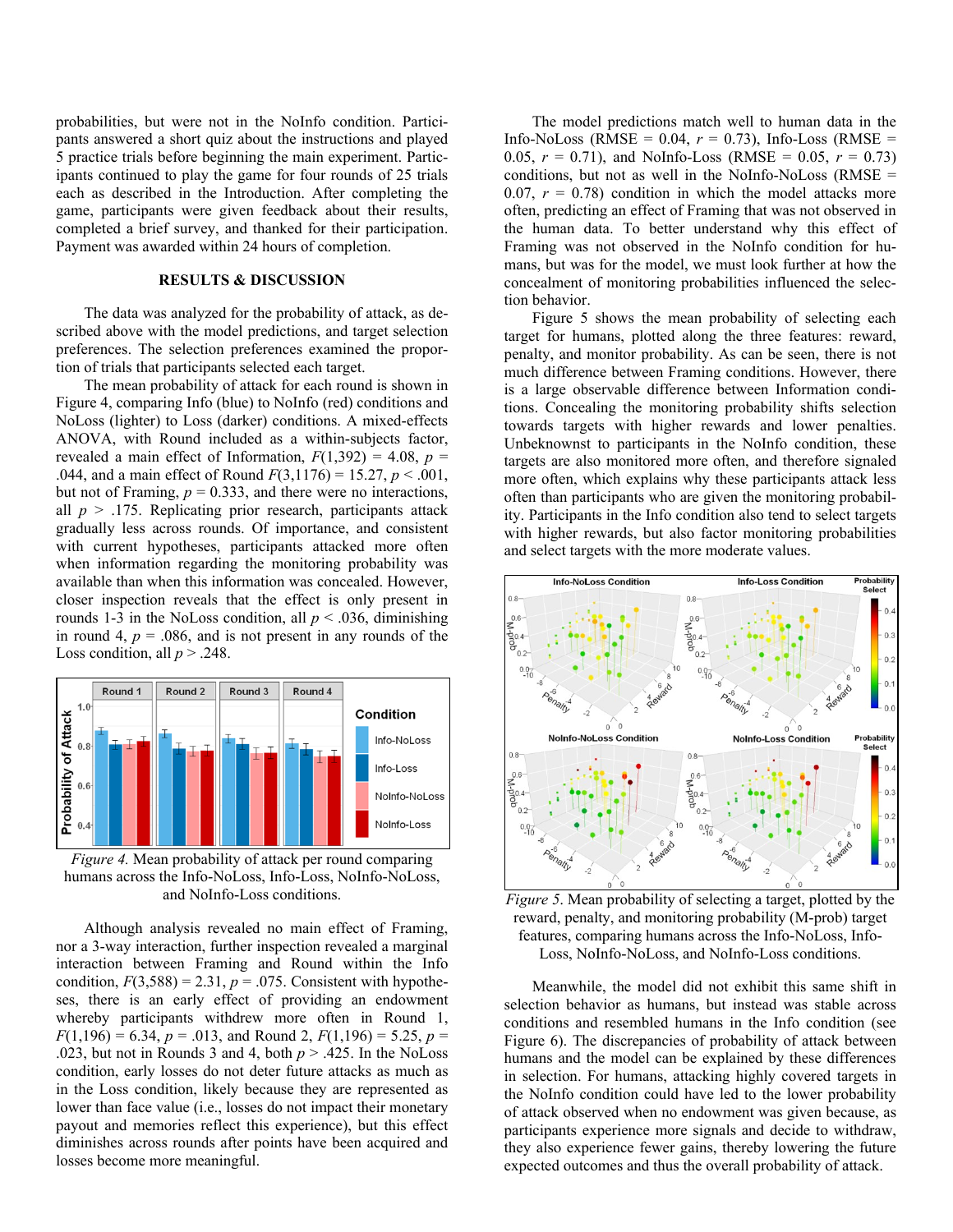probabilities, but were not in the NoInfo condition. Participants answered a short quiz about the instructions and played 5 practice trials before beginning the main experiment. Participants continued to play the game for four rounds of 25 trials each as described in the Introduction. After completing the game, participants were given feedback about their results, completed a brief survey, and thanked for their participation. Payment was awarded within 24 hours of completion.

## RESULTS & DISCUSSION

The data was analyzed for the probability of attack, as described above with the model predictions, and target selection preferences. The selection preferences examined the proportion of trials that participants selected each target.

The mean probability of attack for each round is shown in Figure 4, comparing Info (blue) to NoInfo (red) conditions and NoLoss (lighter) to Loss (darker) conditions. A mixed-effects ANOVA, with Round included as a within-subjects factor, revealed a main effect of Information, $F(1,392) = 4.08$, $p = .044$, and a main effect of Round $F(3,1176) = 15.27$, $p < .001$, but not of Framing, $p = 0.333$, and there were no interactions, all $p > .175$. Replicating prior research, participants attack gradually less across rounds. Of importance, and consistent with current hypotheses, participants attacked more often when information regarding the monitoring probability was available than when this information was concealed. However, closer inspection reveals that the effect is only present in rounds 1-3 in the NoLoss condition, all $p < .036$, diminishing in round 4, $p = .086$, and is not present in any rounds of the Loss condition, all $p > .248$.

*Figure 4.* Mean probability of attack per round comparing humans across the Info-NoLoss, Info-Loss, NoInfo-NoLoss, and NoInfo-Loss conditions.

Although analysis revealed no main effect of Framing, nor a 3-way interaction, further inspection revealed a marginal interaction between Framing and Round within the Info condition, $F(3,588) = 2.31$, $p = .075$. Consistent with hypotheses, there is an early effect of providing an endowment whereby participants withdrew more often in Round 1, $F(1,196) = 6.34$, $p = .013$, and Round 2, $F(1,196) = 5.25$, $p = .023$, but not in Rounds 3 and 4, both $p > .425$. In the NoLoss condition, early losses do not deter future attacks as much as in the Loss condition, likely because they are represented as lower than face value (i.e., losses do not impact their monetary payout and memories reflect this experience), but this effect diminishes across rounds after points have been acquired and losses become more meaningful.

The model predictions match well to human data in the Info-NoLoss (RMSE = 0.04, $r$ = 0.73), Info-Loss (RMSE = 0.05, $r$ = 0.71), and NoInfo-Loss (RMSE = 0.05, $r$ = 0.73) conditions, but not as well in the NoInfo-NoLoss (RMSE = 0.07, $r$ = 0.78) condition in which the model attacks more often, predicting an effect of Framing that was not observed in the human data. To better understand why this effect of Framing was not observed in the NoInfo condition for humans, but was for the model, we must look further at how the concealment of monitoring probabilities influenced the selection behavior.

Figure 5 shows the mean probability of selecting each target for humans, plotted along the three features: reward, penalty, and monitor probability. As can be seen, there is not much difference between Framing conditions. However, there is a large observable difference between Information conditions. Concealing the monitoring probability shifts selection towards targets with higher rewards and lower penalties. Unbeknownst to participants in the NoInfo condition, these targets are also monitored more often, and therefore signaled more often, which explains why these participants attack less often than participants who are given the monitoring probability. Participants in the Info condition also tend to select targets with higher rewards, but also factor monitoring probabilities and select targets with the more moderate values.

*Figure 5.* Mean probability of selecting a target, plotted by the reward, penalty, and monitoring probability (M-prob) target features, comparing humans across the Info-NoLoss, Info-Loss, NoInfo-NoLoss, and NoInfo-Loss conditions.

Meanwhile, the model did not exhibit this same shift in selection behavior as humans, but instead was stable across conditions and resembled humans in the Info condition (see Figure 6). The discrepancies of probability of attack between humans and the model can be explained by these differences in selection. For humans, attacking highly covered targets in the NoInfo condition could have led to the lower probability of attack observed when no endowment was given because, as participants experience more signals and decide to withdraw, they also experience fewer gains, thereby lowering the future expected outcomes and thus the overall probability of attack.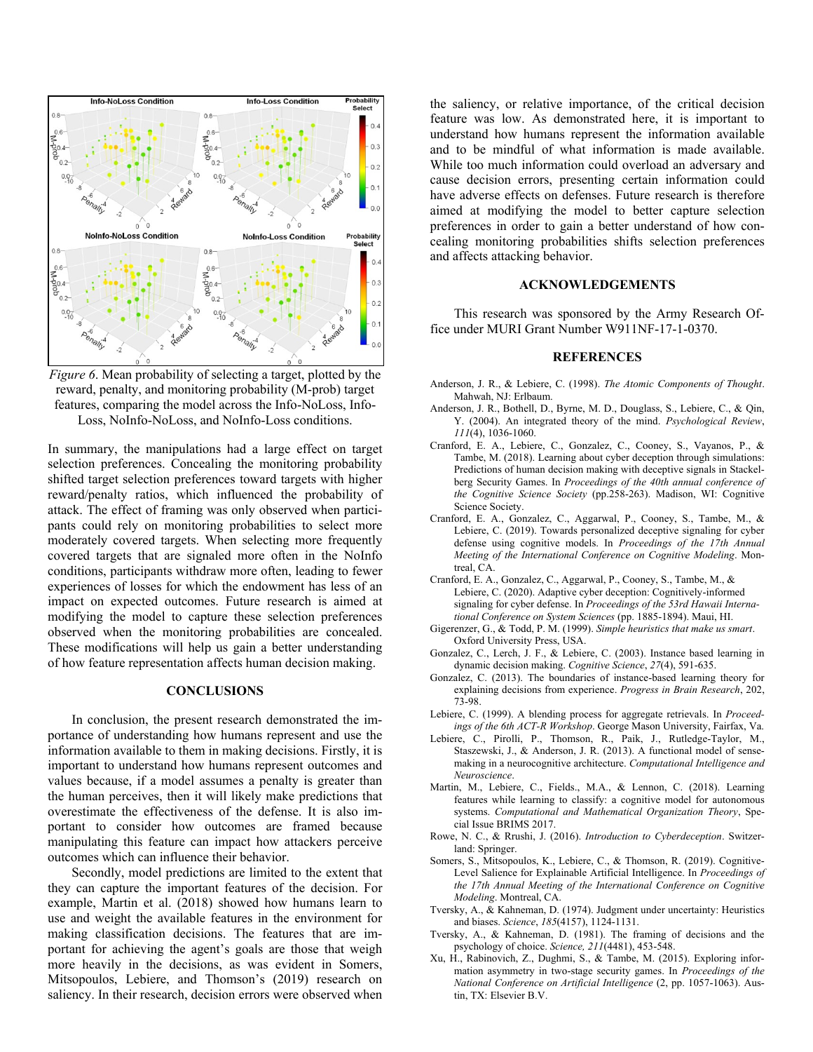Info-NoLoss Condition

Info-Loss Condition

NoInfo-NoLoss Condition

NoInfo-Loss Condition

Probability Select

0.4
0.3
0.2
0.1
0.0

M-prob

0.8
0.6
0.4
0.2
0.0

Penalty

-10
-8
-6
-4
-2
0

Reward

0
2
4
6
8
10

*Figure 6*. Mean probability of selecting a target, plotted by the reward, penalty, and monitoring probability (M-prob) target features, comparing the model across the Info-NoLoss, Info-Loss, NoInfo-NoLoss, and NoInfo-Loss conditions.

In summary, the manipulations had a large effect on target selection preferences. Concealing the monitoring probability shifted target selection preferences toward targets with higher reward/penalty ratios, which influenced the probability of attack. The effect of framing was only observed when participants could rely on monitoring probabilities to select more moderately covered targets. When selecting more frequently covered targets that are signaled more often in the NoInfo conditions, participants withdraw more often, leading to fewer experiences of losses for which the endowment has less of an impact on expected outcomes. Future research is aimed at modifying the model to capture these selection preferences observed when the monitoring probabilities are concealed. These modifications will help us gain a better understanding of how feature representation affects human decision making.

## CONCLUSIONS

In conclusion, the present research demonstrated the importance of understanding how humans represent and use the information available to them in making decisions. Firstly, it is important to understand how humans represent outcomes and values because, if a model assumes a penalty is greater than the human perceives, then it will likely make predictions that overestimate the effectiveness of the defense. It is also important to consider how outcomes are framed because manipulating this feature can impact how attackers perceive outcomes which can influence their behavior.

Secondly, model predictions are limited to the extent that they can capture the important features of the decision. For example, Martin et al. (2018) showed how humans learn to use and weight the available features in the environment for making classification decisions. The features that are important for achieving the agent's goals are those that weigh more heavily in the decisions, as was evident in Somers, Mitsopoulos, Lebiere, and Thomson's (2019) research on saliency. In their research, decision errors were observed when the saliency, or relative importance, of the critical decision feature was low. As demonstrated here, it is important to understand how humans represent the information available and to be mindful of what information is made available. While too much information could overload an adversary and cause decision errors, presenting certain information could have adverse effects on defenses. Future research is therefore aimed at modifying the model to better capture selection preferences in order to gain a better understand of how concealing monitoring probabilities shifts selection preferences and affects attacking behavior.

## ACKNOWLEDGEMENTS

This research was sponsored by the Army Research Office under MURI Grant Number W911NF-17-1-0370.

## REFERENCES

Anderson, J. R., & Lebiere, C. (1998). *The Atomic Components of Thought*. Mahwah, NJ: Erlbaum.

Anderson, J. R., Bothell, D., Byrne, M. D., Douglass, S., Lebiere, C., & Qin, Y. (2004). An integrated theory of the mind. *Psychological Review*, *111*(4), 1036-1060.

Cranford, E. A., Lebiere, C., Gonzalez, C., Cooney, S., Vayanos, P., & Tambe, M. (2018). Learning about cyber deception through simulations: Predictions of human decision making with deceptive signals in Stackelberg Security Games. In *Proceedings of the 40th annual conference of the Cognitive Science Society* (pp.258-263). Madison, WI: Cognitive Science Society.

Cranford, E. A., Gonzalez, C., Aggarwal, P., Cooney, S., Tambe, M., & Lebiere, C. (2019). Towards personalized deceptive signaling for cyber defense using cognitive models. In *Proceedings of the 17th Annual Meeting of the International Conference on Cognitive Modeling*. Montreal, CA.

Cranford, E. A., Gonzalez, C., Aggarwal, P., Cooney, S., Tambe, M., & Lebiere, C. (2020). Adaptive cyber deception: Cognitively-informed signaling for cyber defense. In *Proceedings of the 53rd Hawaii International Conference on System Sciences* (pp. 1885-1894). Maui, HI.

Gigerenzer, G., & Todd, P. M. (1999). *Simple heuristics that make us smart*. Oxford University Press, USA.

Gonzalez, C., Lerch, J. F., & Lebiere, C. (2003). Instance based learning in dynamic decision making. *Cognitive Science*, *27*(4), 591-635.

Gonzalez, C. (2013). The boundaries of instance-based learning theory for explaining decisions from experience. *Progress in Brain Research*, 202, 73-98.

Lebiere, C. (1999). A blending process for aggregate retrievals. In *Proceedings of the 6th ACT-R Workshop*. George Mason University, Fairfax, Va.

Lebiere, C., Pirolli, P., Thomson, R., Paik, J., Rutledge-Taylor, M., Staszewski, J., & Anderson, J. R. (2013). A functional model of sensemaking in a neurocognitive architecture. *Computational Intelligence and Neuroscience*.

Martin, M., Lebiere, C., Fields., M.A., & Lennon, C. (2018). Learning features while learning to classify: a cognitive model for autonomous systems. *Computational and Mathematical Organization Theory*, Special Issue BRIMS 2017.

Rowe, N. C., & Rrushi, J. (2016). *Introduction to Cyberdeception*. Switzerland: Springer.

Somers, S., Mitsopoulos, K., Lebiere, C., & Thomson, R. (2019). Cognitive-Level Salience for Explainable Artificial Intelligence. In *Proceedings of the 17th Annual Meeting of the International Conference on Cognitive Modeling*. Montreal, CA.

Tversky, A., & Kahneman, D. (1974). Judgment under uncertainty: Heuristics and biases. *Science*, *185*(4157), 1124-1131.

Tversky, A., & Kahneman, D. (1981). The framing of decisions and the psychology of choice. *Science, 211*(4481), 453-548.

Xu, H., Rabinovich, Z., Dughmi, S., & Tambe, M. (2015). Exploring information asymmetry in two-stage security games. In *Proceedings of the National Conference on Artificial Intelligence* (2, pp. 1057-1063). Austin, TX: Elsevier B.V.